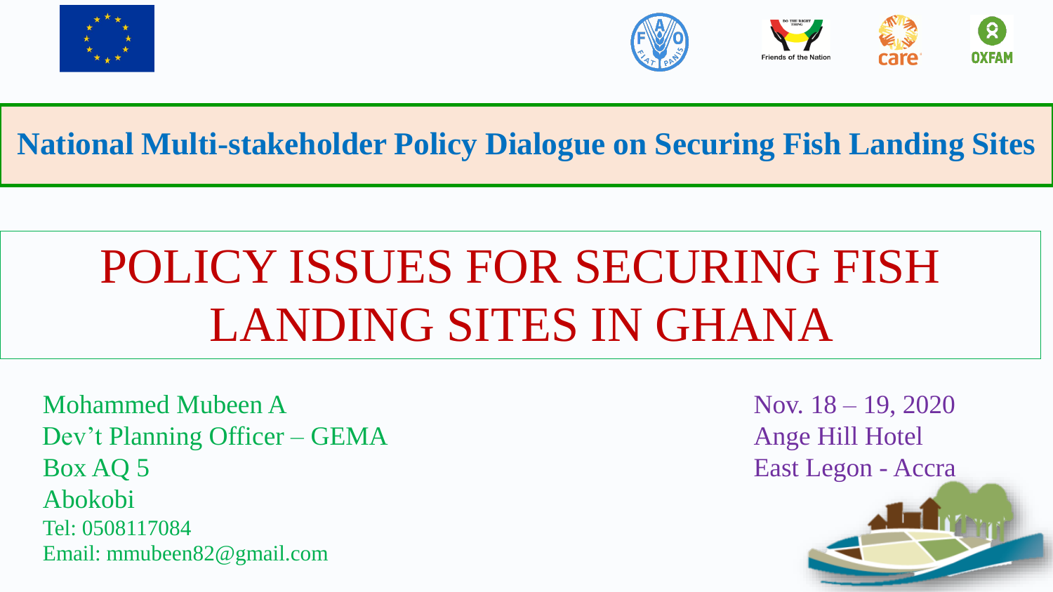**National Multi-stakeholder Policy Dialogue on Securing Fish Landing Sites**

# POLICY ISSUES FOR SECURING FISH LANDING SITES IN GHANA

Mohammed Mubeen A
Dev't Planning Officer – GEMA
Box AQ 5
Abokobi
Tel: 0508117084
Email: mmubeen82@gmail.com

Nov. 18 – 19, 2020
Ange Hill Hotel
East Legon - Accra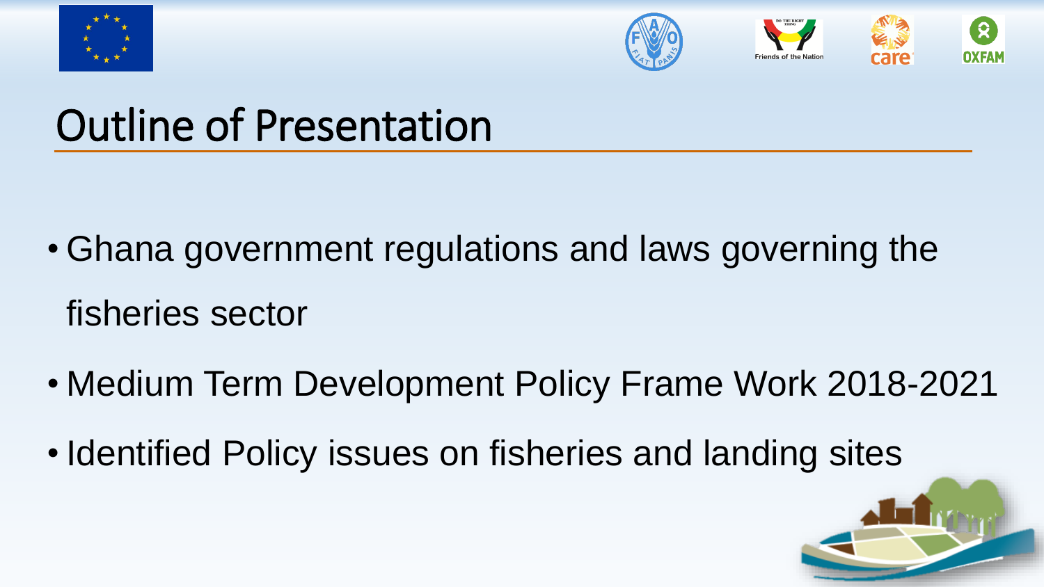# Outline of Presentation

- Ghana government regulations and laws governing the fisheries sector
- Medium Term Development Policy Frame Work 2018-2021
- Identified Policy issues on fisheries and landing sites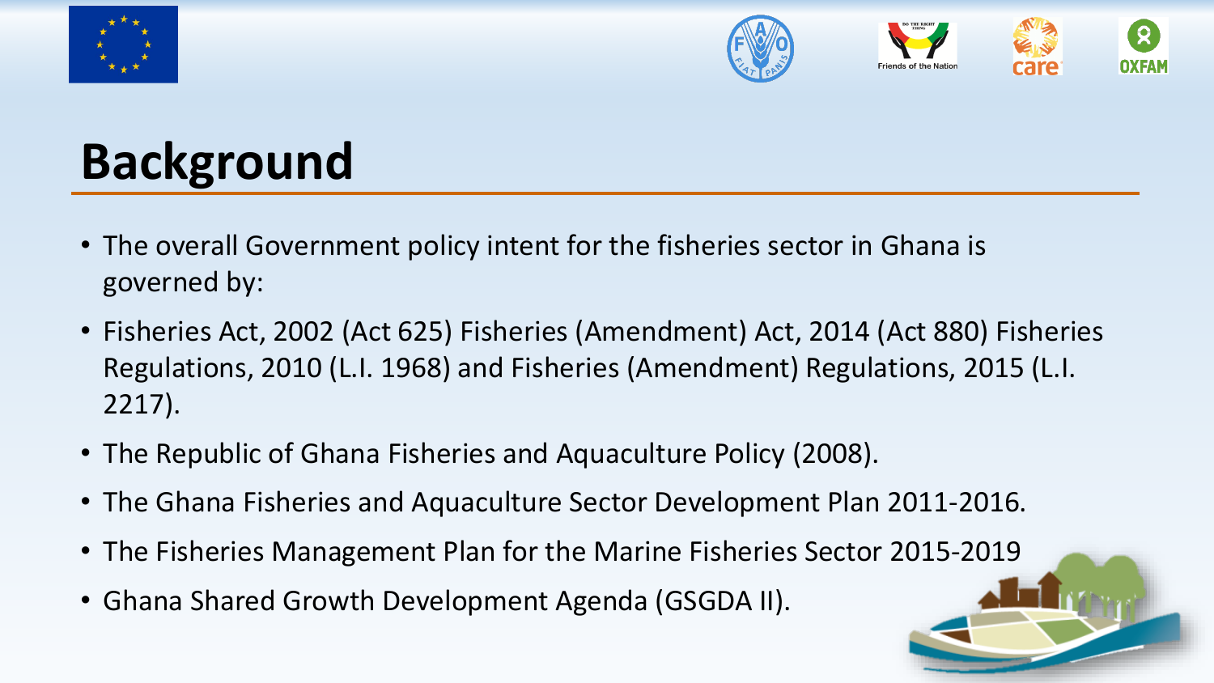# Background

- The overall Government policy intent for the fisheries sector in Ghana is governed by:
- Fisheries Act, 2002 (Act 625) Fisheries (Amendment) Act, 2014 (Act 880) Fisheries Regulations, 2010 (L.I. 1968) and Fisheries (Amendment) Regulations, 2015 (L.I. 2217).
- The Republic of Ghana Fisheries and Aquaculture Policy (2008).
- The Ghana Fisheries and Aquaculture Sector Development Plan 2011-2016.
- The Fisheries Management Plan for the Marine Fisheries Sector 2015-2019
- Ghana Shared Growth Development Agenda (GSGDA II).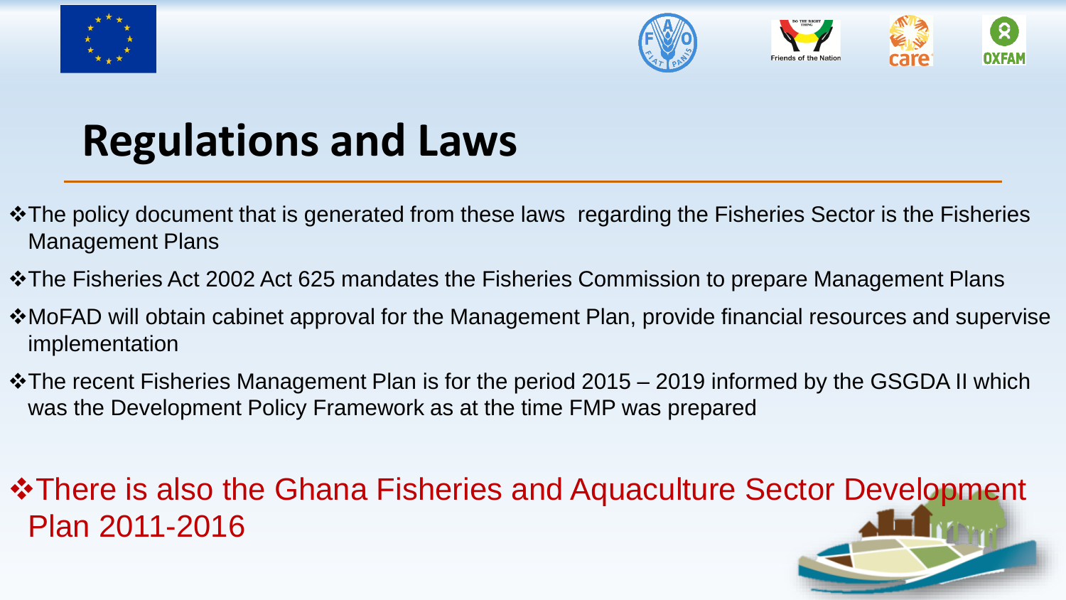# Regulations and Laws

- The policy document that is generated from these laws regarding the Fisheries Sector is the Fisheries Management Plans
- The Fisheries Act 2002 Act 625 mandates the Fisheries Commission to prepare Management Plans
- MoFAD will obtain cabinet approval for the Management Plan, provide financial resources and supervise implementation
- The recent Fisheries Management Plan is for the period 2015 – 2019 informed by the GSGDA II which was the Development Policy Framework as at the time FMP was prepared
- There is also the Ghana Fisheries and Aquaculture Sector Development Plan 2011-2016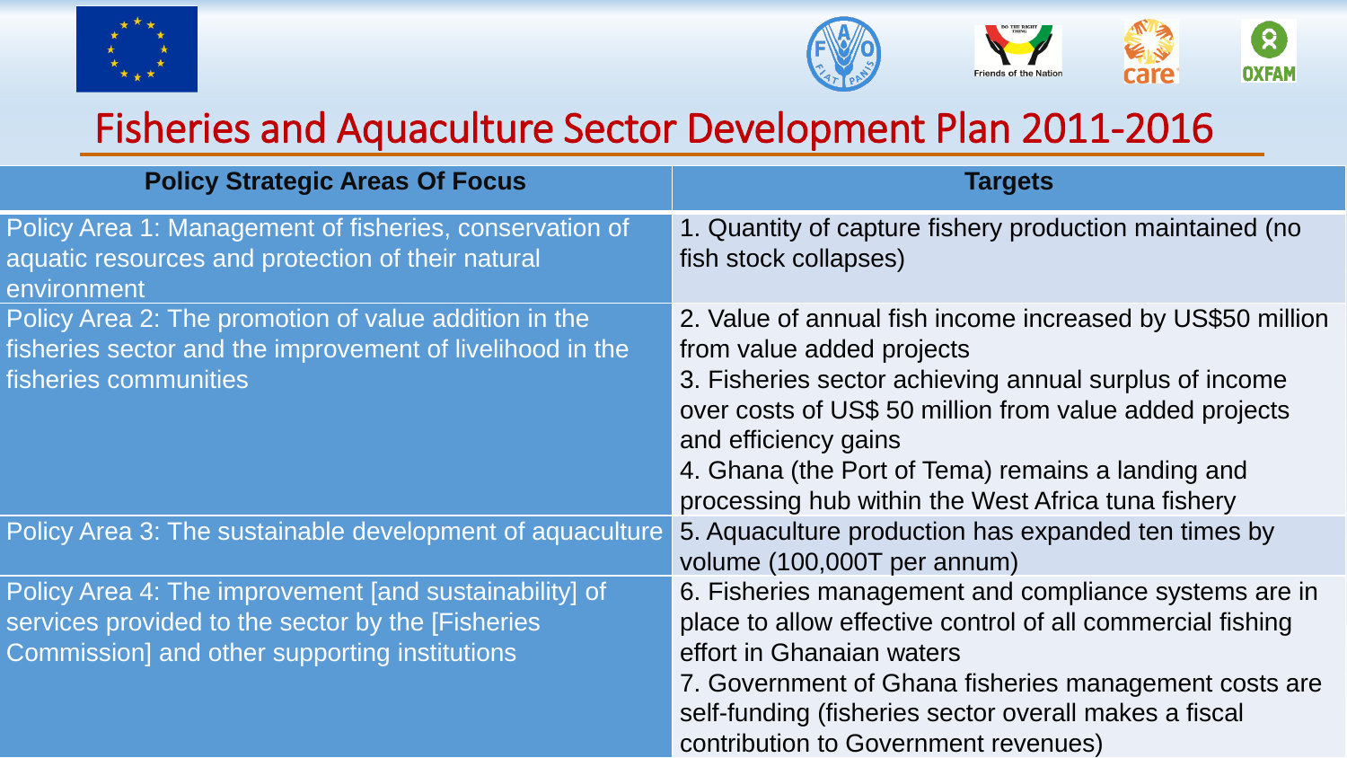# Fisheries and Aquaculture Sector Development Plan 2011-2016

| Policy Strategic Areas Of Focus | Targets |
|---|---|
| Policy Area 1: Management of fisheries, conservation of aquatic resources and protection of their natural environment | 1. Quantity of capture fishery production maintained (no fish stock collapses) |
| Policy Area 2: The promotion of value addition in the fisheries sector and the improvement of livelihood in the fisheries communities | 2. Value of annual fish income increased by US$50 million from value added projects<br>3. Fisheries sector achieving annual surplus of income over costs of US$ 50 million from value added projects and efficiency gains<br>4. Ghana (the Port of Tema) remains a landing and processing hub within the West Africa tuna fishery |
| Policy Area 3: The sustainable development of aquaculture | 5. Aquaculture production has expanded ten times by volume (100,000T per annum) |
| Policy Area 4: The improvement [and sustainability] of services provided to the sector by the [Fisheries Commission] and other supporting institutions | 6. Fisheries management and compliance systems are in place to allow effective control of all commercial fishing effort in Ghanaian waters<br>7. Government of Ghana fisheries management costs are self-funding (fisheries sector overall makes a fiscal contribution to Government revenues) |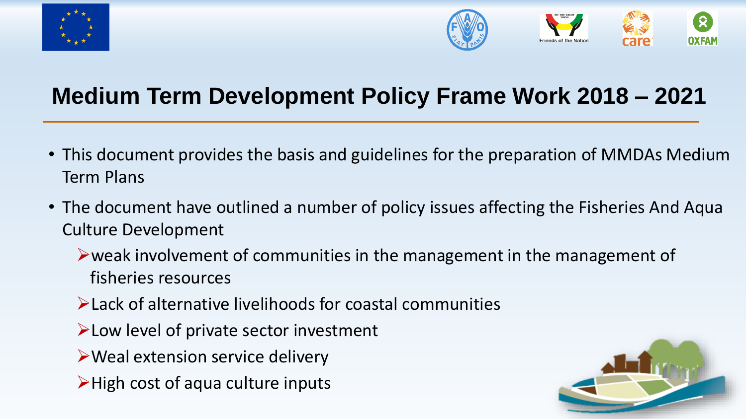# Medium Term Development Policy Frame Work 2018 – 2021

- This document provides the basis and guidelines for the preparation of MMDAs Medium Term Plans
- The document have outlined a number of policy issues affecting the Fisheries And Aqua Culture Development
  - weak involvement of communities in the management in the management of fisheries resources
  - Lack of alternative livelihoods for coastal communities
  - Low level of private sector investment
  - Weal extension service delivery
  - High cost of aqua culture inputs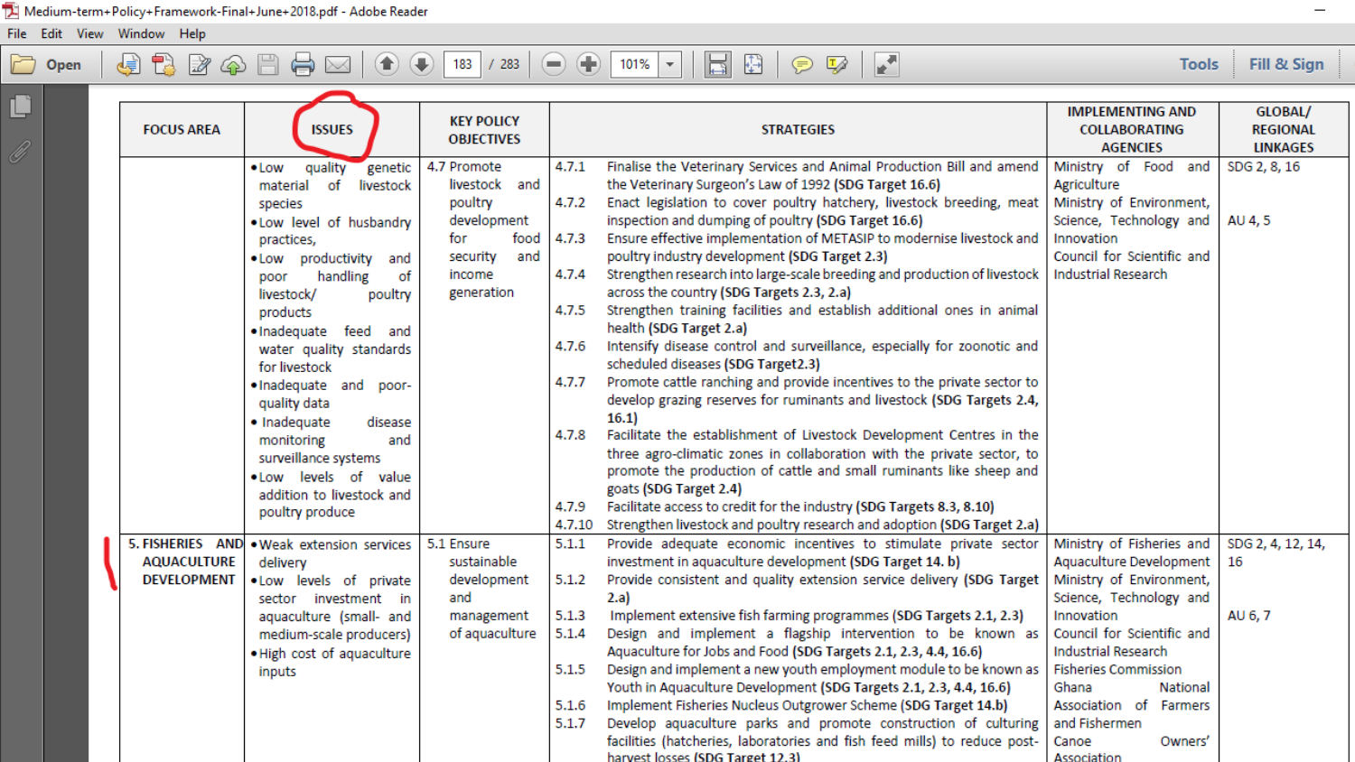| FOCUS AREA | ISSUES | KEY POLICY OBJECTIVES | STRATEGIES | IMPLEMENTING AND COLLABORATING AGENCIES | GLOBAL/ REGIONAL LINKAGES |
|---|---|---|---|---|---|
| | • Low quality genetic material of livestock species<br>• Low level of husbandry practices,<br>• Low productivity and poor handling of livestock/ poultry products<br>• Inadequate feed and water quality standards for livestock<br>• Inadequate and poor-quality data<br>• Inadequate disease monitoring and surveillance systems<br>• Low levels of value addition to livestock and poultry produce | 4.7 Promote livestock and poultry development for food security and income generation | 4.7.1 Finalise the Veterinary Services and Animal Production Bill and amend the Veterinary Surgeon's Law of 1992 **(SDG Target 16.6)**<br>4.7.2 Enact legislation to cover poultry hatchery, livestock breeding, meat inspection and dumping of poultry **(SDG Target 16.6)**<br>4.7.3 Ensure effective implementation of METASIP to modernise livestock and poultry industry development **(SDG Target 2.3)**<br>4.7.4 Strengthen research into large-scale breeding and production of livestock across the country **(SDG Targets 2.3, 2.a)**<br>4.7.5 Strengthen training facilities and establish additional ones in animal health **(SDG Target 2.a)**<br>4.7.6 Intensify disease control and surveillance, especially for zoonotic and scheduled diseases **(SDG Target2.3)**<br>4.7.7 Promote cattle ranching and provide incentives to the private sector to develop grazing reserves for ruminants and livestock **(SDG Targets 2.4, 16.1)**<br>4.7.8 Facilitate the establishment of Livestock Development Centres in the three agro-climatic zones in collaboration with the private sector, to promote the production of cattle and small ruminants like sheep and goats **(SDG Target 2.4)**<br>4.7.9 Facilitate access to credit for the industry **(SDG Targets 8.3, 8.10)**<br>4.7.10 Strengthen livestock and poultry research and adoption **(SDG Target 2.a)** | Ministry of Food and Agriculture<br>Ministry of Environment, Science, Technology and Innovation<br>Council for Scientific and Industrial Research | SDG 2, 8, 16<br><br>AU 4, 5 |
| 5. FISHERIES AND AQUACULTURE DEVELOPMENT | • Weak extension services delivery<br>• Low levels of private sector investment in aquaculture (small- and medium-scale producers)<br>• High cost of aquaculture inputs | 5.1 Ensure sustainable development and management of aquaculture | 5.1.1 Provide adequate economic incentives to stimulate private sector investment in aquaculture development **(SDG Target 14. b)**<br>5.1.2 Provide consistent and quality extension service delivery **(SDG Target 2.a)**<br>5.1.3 Implement extensive fish farming programmes **(SDG Targets 2.1, 2.3)**<br>5.1.4 Design and implement a flagship intervention to be known as Aquaculture for Jobs and Food **(SDG Targets 2.1, 2.3, 4.4, 16.6)**<br>5.1.5 Design and implement a new youth employment module to be known as Youth in Aquaculture Development **(SDG Targets 2.1, 2.3, 4.4, 16.6)**<br>5.1.6 Implement Fisheries Nucleus Outgrower Scheme **(SDG Target 14.b)**<br>5.1.7 Develop aquaculture parks and promote construction of culturing facilities (hatcheries, laboratories and fish feed mills) to reduce post-harvest losses **(SDG Target 12.3)** | Ministry of Fisheries and Aquaculture Development<br>Ministry of Environment, Science, Technology and Innovation<br>Council for Scientific and Industrial Research<br>Fisheries Commission<br>Ghana National Association of Farmers and Fishermen<br>Canoe Owners' Association | SDG 2, 4, 12, 14, 16<br><br>AU 6, 7 |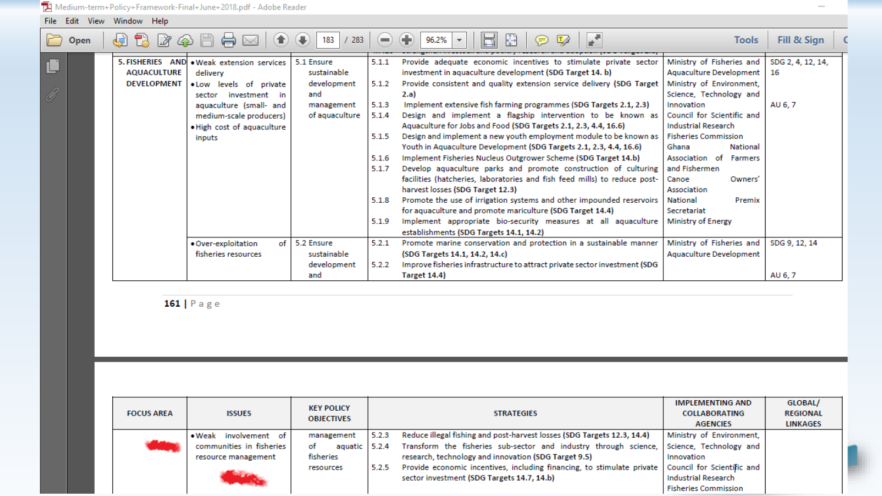| FOCUS AREA | ISSUES | KEY POLICY OBJECTIVES | STRATEGIES | IMPLEMENTING AND COLLABORATING AGENCIES | GLOBAL/ REGIONAL LINKAGES |
|---|---|---|---|---|---|
| 5. FISHERIES AND AQUACULTURE DEVELOPMENT | • Weak extension services delivery<br>• Low levels of private sector investment in aquaculture (small- and medium-scale producers)<br>• High cost of aquaculture inputs | 5.1 Ensure sustainable development and management of aquaculture | 5.1.1 Provide adequate economic incentives to stimulate private sector investment in aquaculture development (SDG Target 14. b)<br>5.1.2 Provide consistent and quality extension service delivery (SDG Target 2.a)<br>5.1.3 Implement extensive fish farming programmes (SDG Targets 2.1, 2.3)<br>5.1.4 Design and implement a flagship intervention to be known as Aquaculture for Jobs and Food (SDG Targets 2.1, 2.3, 4.4, 16.6)<br>5.1.5 Design and implement a new youth employment module to be known as Youth in Aquaculture Development (SDG Targets 2.1, 2.3, 4.4, 16.6)<br>5.1.6 Implement Fisheries Nucleus Outgrower Scheme (SDG Target 14.b)<br>5.1.7 Develop aquaculture parks and promote construction of culturing facilities (hatcheries, laboratories and fish feed mills) to reduce post-harvest losses (SDG Target 12.3)<br>5.1.8 Promote the use of irrigation systems and other impounded reservoirs for aquaculture and promote mariculture (SDG Target 14.4)<br>5.1.9 Implement appropriate bio-security measures at all aquaculture establishments (SDG Targets 14.1, 14.2) | Ministry of Fisheries and Aquaculture Development<br>Ministry of Environment, Science, Technology and Innovation<br>Council for Scientific and Industrial Research<br>Fisheries Commission<br>Ghana National Association of Farmers and Fishermen<br>Canoe Owners' Association<br>National Premix Secretariat<br>Ministry of Energy | SDG 2, 4, 12, 14, 16<br><br>AU 6, 7 |
| | • Over-exploitation of fisheries resources | 5.2 Ensure sustainable development and | 5.2.1 Promote marine conservation and protection in a sustainable manner (SDG Targets 14.1, 14.2, 14.c)<br>5.2.2 Improve fisheries infrastructure to attract private sector investment (SDG Target 14.4) | Ministry of Fisheries and Aquaculture Development | SDG 9, 12, 14<br><br>AU 6, 7 |
| | • Weak involvement of communities in fisheries resource management | management of aquatic fisheries resources | 5.2.3 Reduce illegal fishing and post-harvest losses (SDG Targets 12.3, 14.4)<br>5.2.4 Transform the fisheries sub-sector and industry through science, research, technology and innovation (SDG Target 9.5)<br>5.2.5 Provide economic incentives, including financing, to stimulate private sector investment (SDG Targets 14.7, 14.b) | Ministry of Environment, Science, Technology and Innovation<br>Council for Scientific and Industrial Research<br>Fisheries Commission | |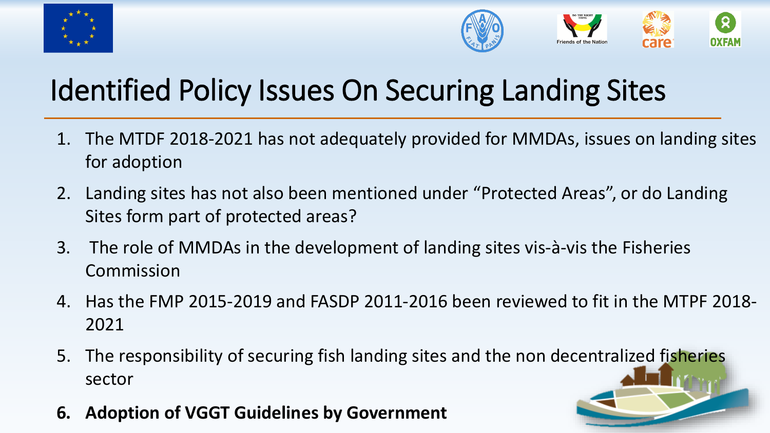# Identified Policy Issues On Securing Landing Sites

1. The MTDF 2018-2021 has not adequately provided for MMDAs, issues on landing sites for adoption
2. Landing sites has not also been mentioned under "Protected Areas", or do Landing Sites form part of protected areas?
3. The role of MMDAs in the development of landing sites vis-à-vis the Fisheries Commission
4. Has the FMP 2015-2019 and FASDP 2011-2016 been reviewed to fit in the MTPF 2018-2021
5. The responsibility of securing fish landing sites and the non decentralized fisheries sector
6. **Adoption of VGGT Guidelines by Government**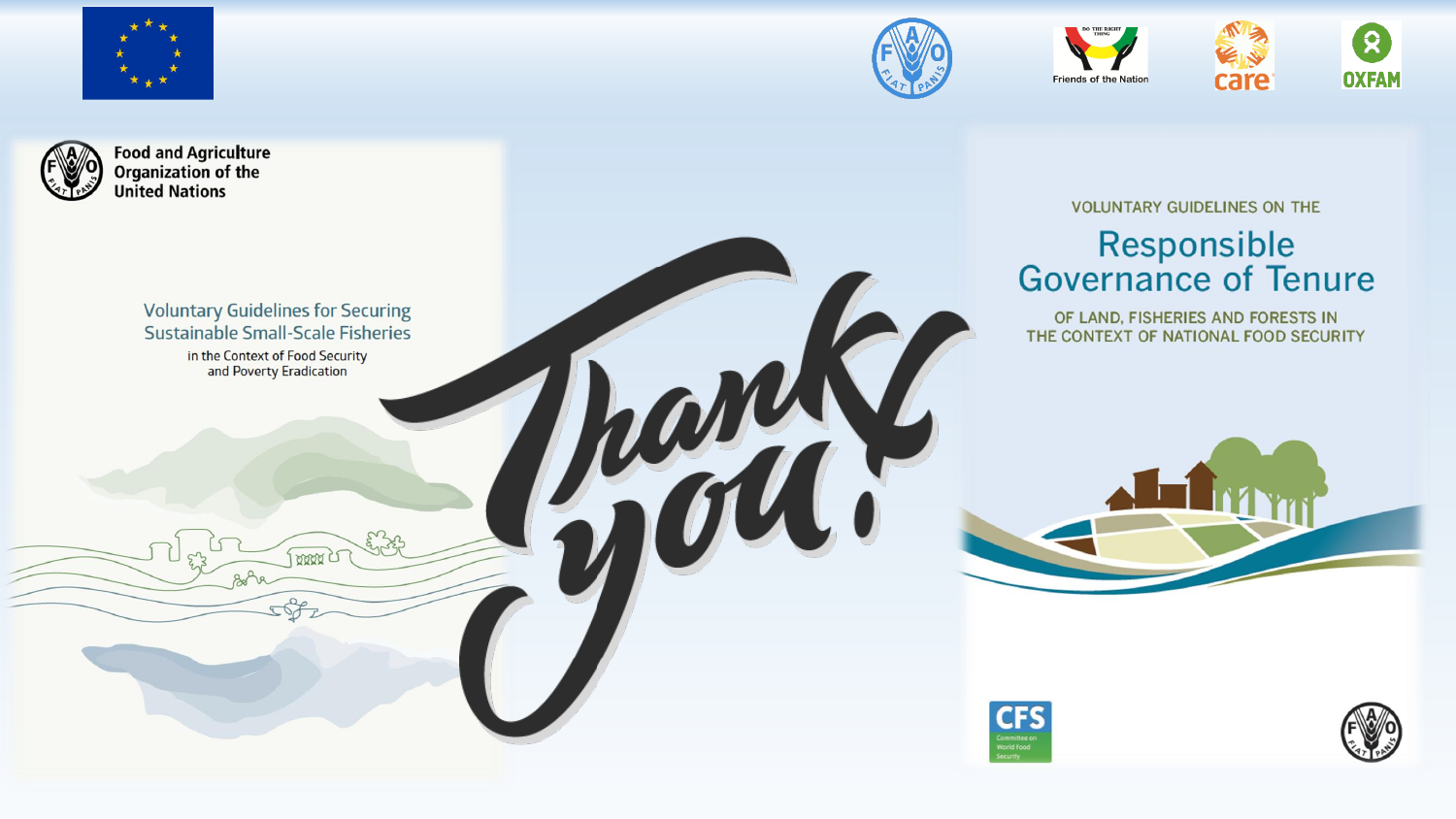Food and Agriculture Organization of the United Nations

Voluntary Guidelines for Securing Sustainable Small-Scale Fisheries

in the Context of Food Security and Poverty Eradication

# Thank you!

VOLUNTARY GUIDELINES ON THE

Responsible Governance of Tenure

OF LAND, FISHERIES AND FORESTS IN THE CONTEXT OF NATIONAL FOOD SECURITY